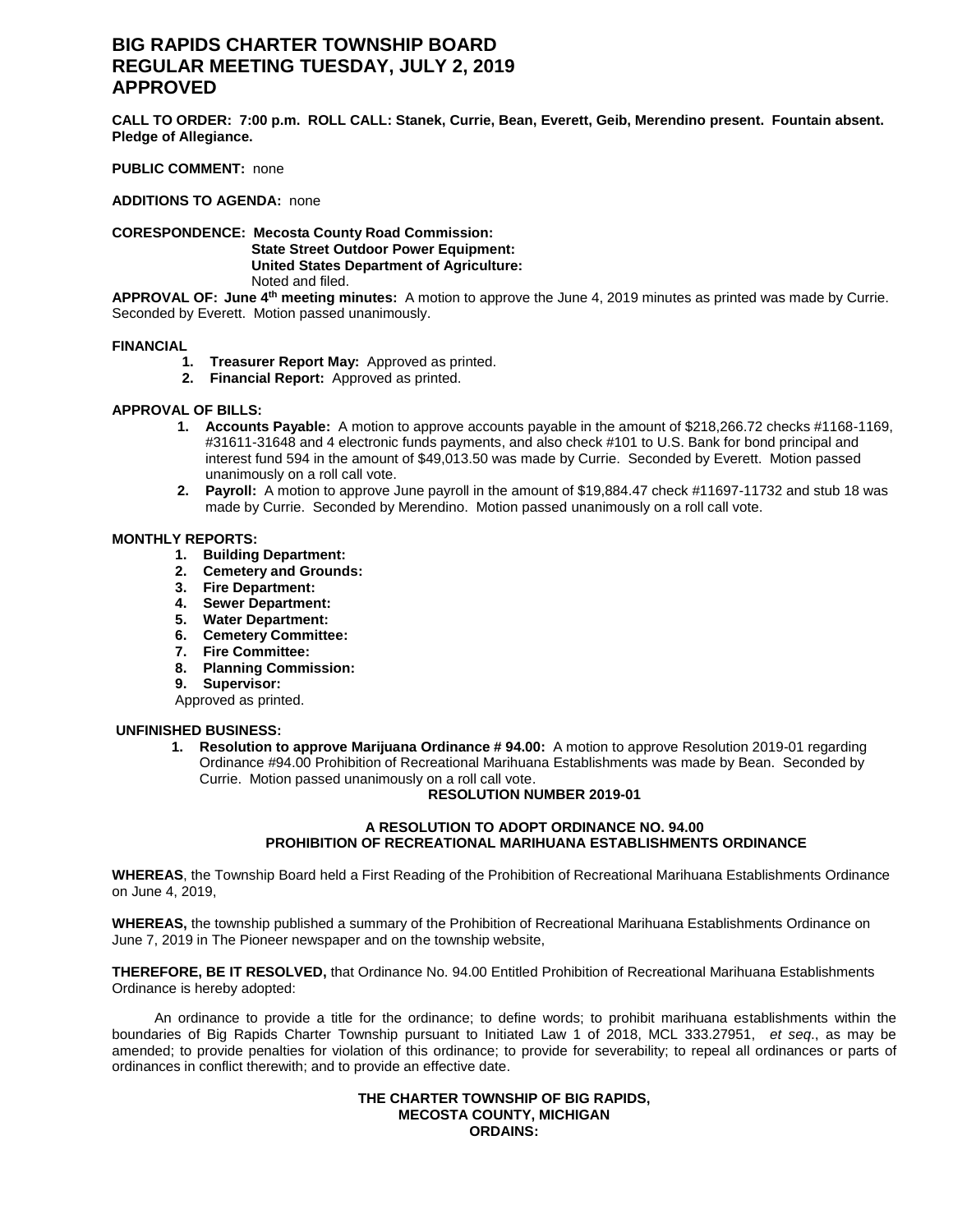# BIG RAPIDS CHARTER TOWNSHIP BOARD
# REGULAR MEETING TUESDAY, JULY 2, 2019
# APPROVED

**CALL TO ORDER: 7:00 p.m. ROLL CALL: Stanek, Currie, Bean, Everett, Geib, Merendino present. Fountain absent. Pledge of Allegiance.**

**PUBLIC COMMENT:** none

**ADDITIONS TO AGENDA:** none

**CORESPONDENCE: Mecosta County Road Commission:**
**State Street Outdoor Power Equipment:**
**United States Department of Agriculture:**
Noted and filed.

**APPROVAL OF: June 4th meeting minutes:** A motion to approve the June 4, 2019 minutes as printed was made by Currie. Seconded by Everett. Motion passed unanimously.

**FINANCIAL**

1. **Treasurer Report May:** Approved as printed.
2. **Financial Report:** Approved as printed.

**APPROVAL OF BILLS:**

1. **Accounts Payable:** A motion to approve accounts payable in the amount of $218,266.72 checks #1168-1169, #31611-31648 and 4 electronic funds payments, and also check #101 to U.S. Bank for bond principal and interest fund 594 in the amount of $49,013.50 was made by Currie. Seconded by Everett. Motion passed unanimously on a roll call vote.
2. **Payroll:** A motion to approve June payroll in the amount of $19,884.47 check #11697-11732 and stub 18 was made by Currie. Seconded by Merendino. Motion passed unanimously on a roll call vote.

**MONTHLY REPORTS:**

1. **Building Department:**
2. **Cemetery and Grounds:**
3. **Fire Department:**
4. **Sewer Department:**
5. **Water Department:**
6. **Cemetery Committee:**
7. **Fire Committee:**
8. **Planning Commission:**
9. **Supervisor:**

Approved as printed.

**UNFINISHED BUSINESS:**

1. **Resolution to approve Marijuana Ordinance # 94.00:** A motion to approve Resolution 2019-01 regarding Ordinance #94.00 Prohibition of Recreational Marihuana Establishments was made by Bean. Seconded by Currie. Motion passed unanimously on a roll call vote.

**RESOLUTION NUMBER 2019-01**

**A RESOLUTION TO ADOPT ORDINANCE NO. 94.00**
**PROHIBITION OF RECREATIONAL MARIHUANA ESTABLISHMENTS ORDINANCE**

**WHEREAS**, the Township Board held a First Reading of the Prohibition of Recreational Marihuana Establishments Ordinance on June 4, 2019,

**WHEREAS,** the township published a summary of the Prohibition of Recreational Marihuana Establishments Ordinance on June 7, 2019 in The Pioneer newspaper and on the township website,

**THEREFORE, BE IT RESOLVED,** that Ordinance No. 94.00 Entitled Prohibition of Recreational Marihuana Establishments Ordinance is hereby adopted:

An ordinance to provide a title for the ordinance; to define words; to prohibit marihuana establishments within the boundaries of Big Rapids Charter Township pursuant to Initiated Law 1 of 2018, MCL 333.27951, *et seq*., as may be amended; to provide penalties for violation of this ordinance; to provide for severability; to repeal all ordinances or parts of ordinances in conflict therewith; and to provide an effective date.

**THE CHARTER TOWNSHIP OF BIG RAPIDS,**
**MECOSTA COUNTY, MICHIGAN**
**ORDAINS:**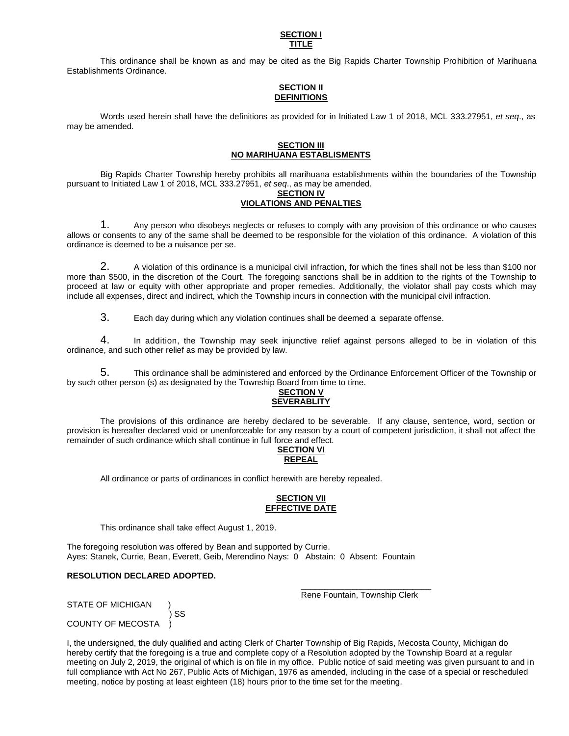**SECTION I**
**TITLE**

This ordinance shall be known as and may be cited as the Big Rapids Charter Township Prohibition of Marihuana Establishments Ordinance.

**SECTION II**
**DEFINITIONS**

Words used herein shall have the definitions as provided for in Initiated Law 1 of 2018, MCL 333.27951, *et seq*., as may be amended.

**SECTION III**
**NO MARIHUANA ESTABLISMENTS**

Big Rapids Charter Township hereby prohibits all marihuana establishments within the boundaries of the Township pursuant to Initiated Law 1 of 2018, MCL 333.27951, *et seq*., as may be amended.

**SECTION IV**
**VIOLATIONS AND PENALTIES**

1. Any person who disobeys neglects or refuses to comply with any provision of this ordinance or who causes allows or consents to any of the same shall be deemed to be responsible for the violation of this ordinance. A violation of this ordinance is deemed to be a nuisance per se.

2. A violation of this ordinance is a municipal civil infraction, for which the fines shall not be less than $100 nor more than $500, in the discretion of the Court. The foregoing sanctions shall be in addition to the rights of the Township to proceed at law or equity with other appropriate and proper remedies. Additionally, the violator shall pay costs which may include all expenses, direct and indirect, which the Township incurs in connection with the municipal civil infraction.

3. Each day during which any violation continues shall be deemed a separate offense.

4. In addition, the Township may seek injunctive relief against persons alleged to be in violation of this ordinance, and such other relief as may be provided by law.

5. This ordinance shall be administered and enforced by the Ordinance Enforcement Officer of the Township or by such other person (s) as designated by the Township Board from time to time.

**SECTION V**
**SEVERABLITY**

The provisions of this ordinance are hereby declared to be severable. If any clause, sentence, word, section or provision is hereafter declared void or unenforceable for any reason by a court of competent jurisdiction, it shall not affect the remainder of such ordinance which shall continue in full force and effect.

**SECTION VI**
**REPEAL**

All ordinance or parts of ordinances in conflict herewith are hereby repealed.

**SECTION VII**
**EFFECTIVE DATE**

This ordinance shall take effect August 1, 2019.

The foregoing resolution was offered by Bean and supported by Currie.
Ayes: Stanek, Currie, Bean, Everett, Geib, Merendino Nays: 0 Abstain: 0 Absent: Fountain

**RESOLUTION DECLARED ADOPTED.**

\_\_\_\_\_\_\_\_\_\_\_\_\_\_\_\_\_\_\_\_\_\_\_\_\_\_\_\_
Rene Fountain, Township Clerk

STATE OF MICHIGAN )
) SS
COUNTY OF MECOSTA )

I, the undersigned, the duly qualified and acting Clerk of Charter Township of Big Rapids, Mecosta County, Michigan do hereby certify that the foregoing is a true and complete copy of a Resolution adopted by the Township Board at a regular meeting on July 2, 2019, the original of which is on file in my office. Public notice of said meeting was given pursuant to and in full compliance with Act No 267, Public Acts of Michigan, 1976 as amended, including in the case of a special or rescheduled meeting, notice by posting at least eighteen (18) hours prior to the time set for the meeting.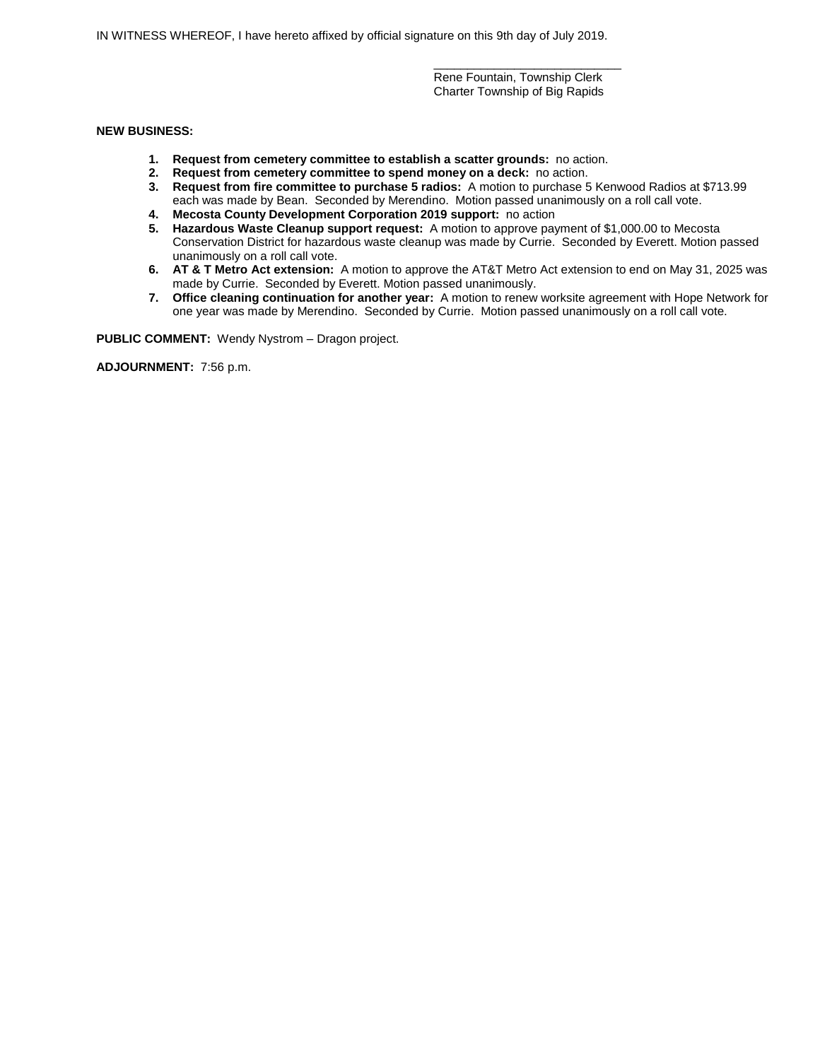IN WITNESS WHEREOF, I have hereto affixed by official signature on this 9th day of July 2019.

\_\_\_\_\_\_\_\_\_\_\_\_\_\_\_\_\_\_\_\_\_\_\_\_\_\_\_\_
Rene Fountain, Township Clerk
Charter Township of Big Rapids

**NEW BUSINESS:**

1. **Request from cemetery committee to establish a scatter grounds:** no action.
2. **Request from cemetery committee to spend money on a deck:** no action.
3. **Request from fire committee to purchase 5 radios:** A motion to purchase 5 Kenwood Radios at $713.99 each was made by Bean. Seconded by Merendino. Motion passed unanimously on a roll call vote.
4. **Mecosta County Development Corporation 2019 support:** no action
5. **Hazardous Waste Cleanup support request:** A motion to approve payment of $1,000.00 to Mecosta Conservation District for hazardous waste cleanup was made by Currie. Seconded by Everett. Motion passed unanimously on a roll call vote.
6. **AT & T Metro Act extension:** A motion to approve the AT&T Metro Act extension to end on May 31, 2025 was made by Currie. Seconded by Everett. Motion passed unanimously.
7. **Office cleaning continuation for another year:** A motion to renew worksite agreement with Hope Network for one year was made by Merendino. Seconded by Currie. Motion passed unanimously on a roll call vote.

**PUBLIC COMMENT:** Wendy Nystrom – Dragon project.

**ADJOURNMENT:** 7:56 p.m.